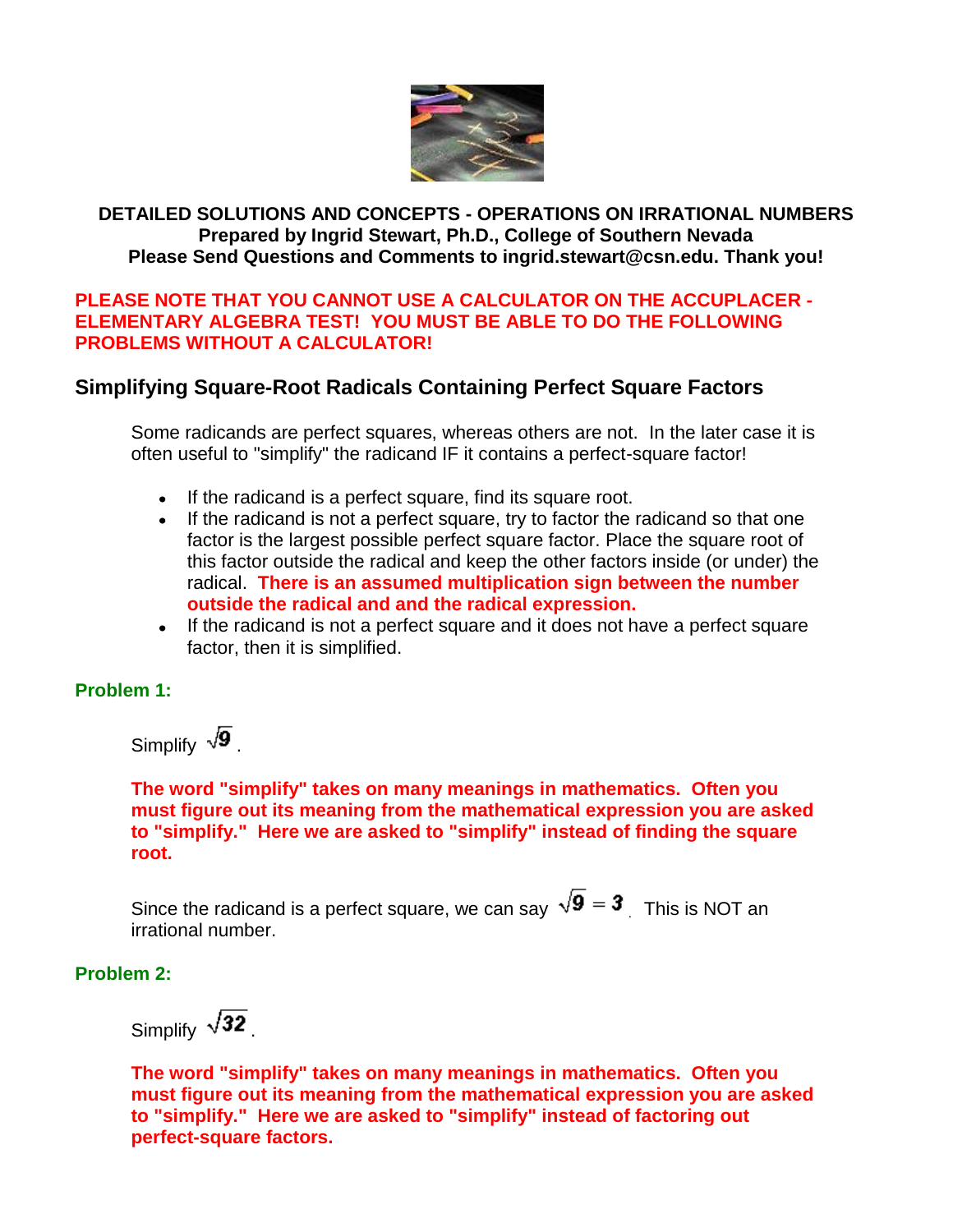**DETAILED SOLUTIONS AND CONCEPTS - OPERATIONS ON IRRATIONAL NUMBERS**
**Prepared by Ingrid Stewart, Ph.D., College of Southern Nevada**
**Please Send Questions and Comments to ingrid.stewart@csn.edu. Thank you!**

**PLEASE NOTE THAT YOU CANNOT USE A CALCULATOR ON THE ACCUPLACER - ELEMENTARY ALGEBRA TEST! YOU MUST BE ABLE TO DO THE FOLLOWING PROBLEMS WITHOUT A CALCULATOR!**

## Simplifying Square-Root Radicals Containing Perfect Square Factors

Some radicands are perfect squares, whereas others are not. In the later case it is often useful to "simplify" the radicand IF it contains a perfect-square factor!

- If the radicand is a perfect square, find its square root.
- If the radicand is not a perfect square, try to factor the radicand so that one factor is the largest possible perfect square factor. Place the square root of this factor outside the radical and keep the other factors inside (or under) the radical. **There is an assumed multiplication sign between the number outside the radical and and the radical expression.**
- If the radicand is not a perfect square and it does not have a perfect square factor, then it is simplified.

**Problem 1:**

Simplify $\sqrt{9}$.

**The word "simplify" takes on many meanings in mathematics. Often you must figure out its meaning from the mathematical expression you are asked to "simplify." Here we are asked to "simplify" instead of finding the square root.**

Since the radicand is a perfect square, we can say $\sqrt{9} = 3$. This is NOT an irrational number.

**Problem 2:**

Simplify $\sqrt{32}$.

**The word "simplify" takes on many meanings in mathematics. Often you must figure out its meaning from the mathematical expression you are asked to "simplify." Here we are asked to "simplify" instead of factoring out perfect-square factors.**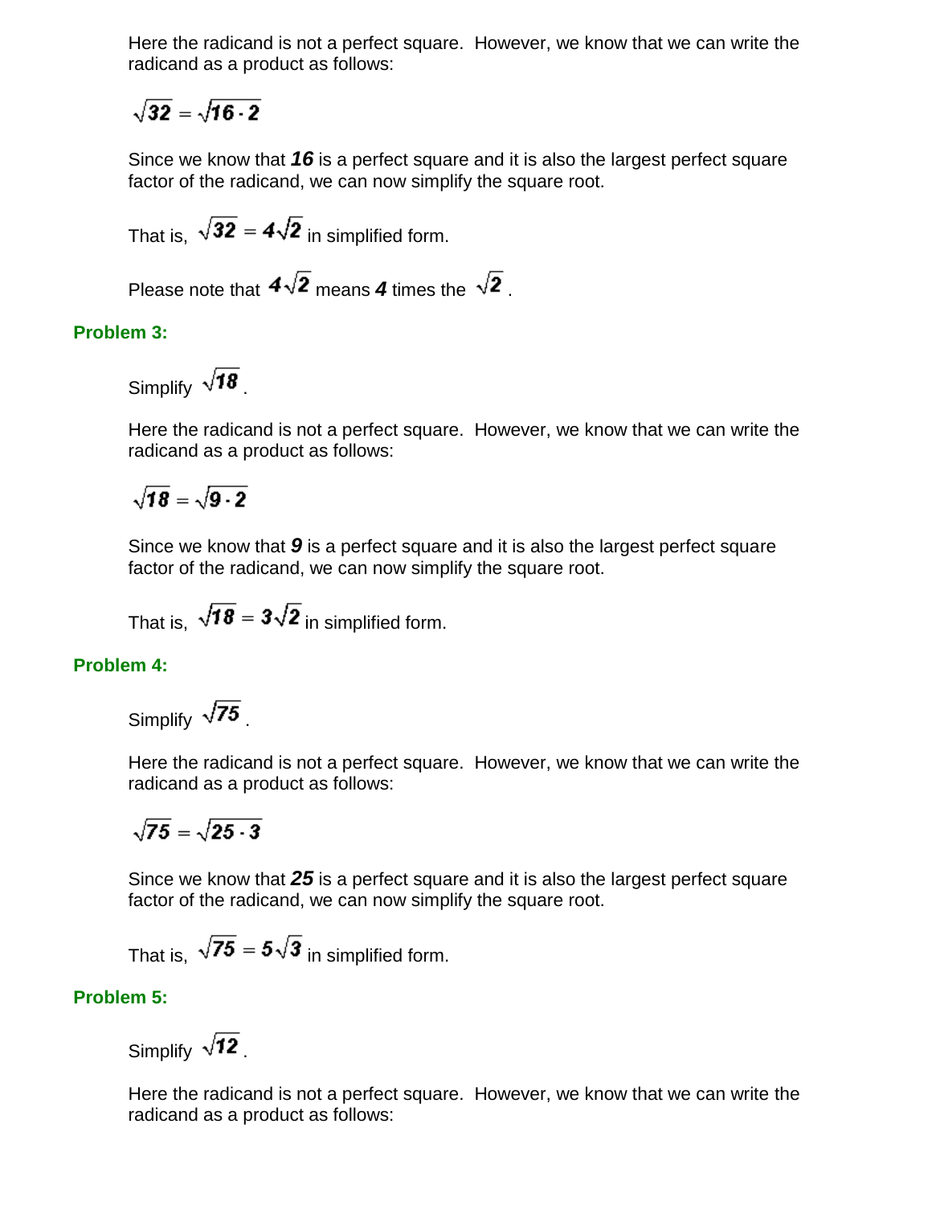Here the radicand is not a perfect square. However, we know that we can write the radicand as a product as follows:

$$\sqrt{32} = \sqrt{16 \cdot 2}$$

Since we know that ***16*** is a perfect square and it is also the largest perfect square factor of the radicand, we can now simplify the square root.

That is, $\sqrt{32} = 4\sqrt{2}$ in simplified form.

Please note that $4\sqrt{2}$ means ***4*** times the $\sqrt{2}$.

**Problem 3:**

Simplify $\sqrt{18}$.

Here the radicand is not a perfect square. However, we know that we can write the radicand as a product as follows:

$$\sqrt{18} = \sqrt{9 \cdot 2}$$

Since we know that ***9*** is a perfect square and it is also the largest perfect square factor of the radicand, we can now simplify the square root.

That is, $\sqrt{18} = 3\sqrt{2}$ in simplified form.

**Problem 4:**

Simplify $\sqrt{75}$.

Here the radicand is not a perfect square. However, we know that we can write the radicand as a product as follows:

$$\sqrt{75} = \sqrt{25 \cdot 3}$$

Since we know that ***25*** is a perfect square and it is also the largest perfect square factor of the radicand, we can now simplify the square root.

That is, $\sqrt{75} = 5\sqrt{3}$ in simplified form.

**Problem 5:**

Simplify $\sqrt{12}$.

Here the radicand is not a perfect square. However, we know that we can write the radicand as a product as follows: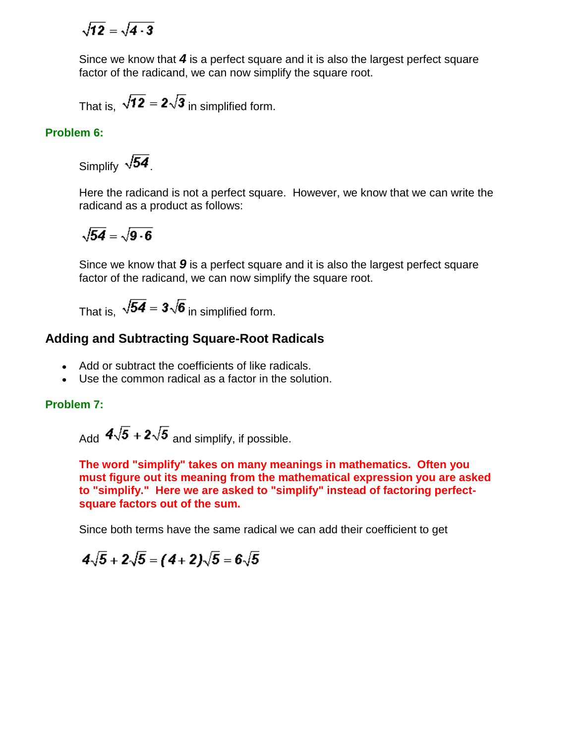$$\sqrt{12} = \sqrt{4 \cdot 3}$$

Since we know that ***4*** is a perfect square and it is also the largest perfect square factor of the radicand, we can now simplify the square root.

That is, $\sqrt{12} = 2\sqrt{3}$ in simplified form.

### Problem 6:

Simplify $\sqrt{54}$.

Here the radicand is not a perfect square. However, we know that we can write the radicand as a product as follows:

$$\sqrt{54} = \sqrt{9 \cdot 6}$$

Since we know that ***9*** is a perfect square and it is also the largest perfect square factor of the radicand, we can now simplify the square root.

That is, $\sqrt{54} = 3\sqrt{6}$ in simplified form.

## Adding and Subtracting Square-Root Radicals

- Add or subtract the coefficients of like radicals.
- Use the common radical as a factor in the solution.

### Problem 7:

Add $4\sqrt{5} + 2\sqrt{5}$ and simplify, if possible.

**The word "simplify" takes on many meanings in mathematics. Often you must figure out its meaning from the mathematical expression you are asked to "simplify." Here we are asked to "simplify" instead of factoring perfect-square factors out of the sum.**

Since both terms have the same radical we can add their coefficient to get

$$4\sqrt{5} + 2\sqrt{5} = (4 + 2)\sqrt{5} = 6\sqrt{5}$$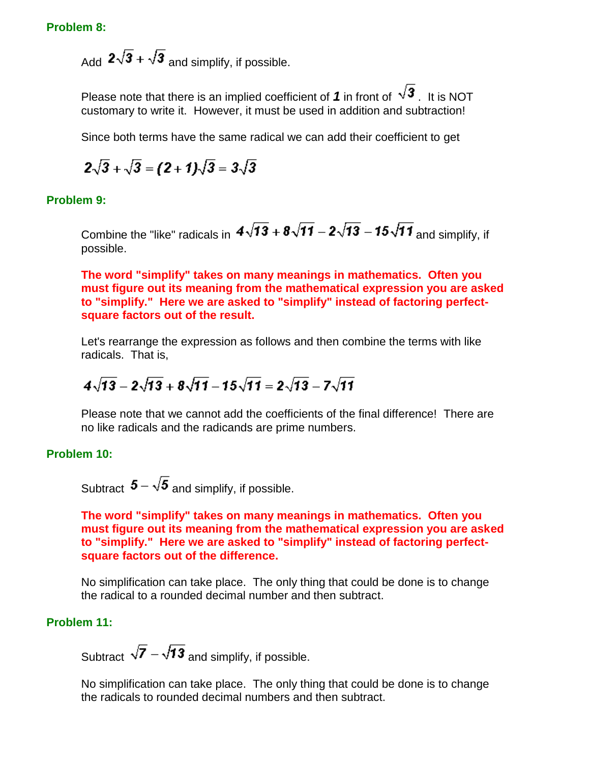**Problem 8:**

Add $2\sqrt{3} + \sqrt{3}$ and simplify, if possible.

Please note that there is an implied coefficient of ***1*** in front of $\sqrt{3}$. It is NOT customary to write it. However, it must be used in addition and subtraction!

Since both terms have the same radical we can add their coefficient to get

$$2\sqrt{3} + \sqrt{3} = (2+1)\sqrt{3} = 3\sqrt{3}$$

**Problem 9:**

Combine the "like" radicals in $4\sqrt{13} + 8\sqrt{11} - 2\sqrt{13} - 15\sqrt{11}$ and simplify, if possible.

**The word "simplify" takes on many meanings in mathematics. Often you must figure out its meaning from the mathematical expression you are asked to "simplify." Here we are asked to "simplify" instead of factoring perfect-square factors out of the result.**

Let's rearrange the expression as follows and then combine the terms with like radicals. That is,

$$4\sqrt{13} - 2\sqrt{13} + 8\sqrt{11} - 15\sqrt{11} = 2\sqrt{13} - 7\sqrt{11}$$

Please note that we cannot add the coefficients of the final difference! There are no like radicals and the radicands are prime numbers.

**Problem 10:**

Subtract $5 - \sqrt{5}$ and simplify, if possible.

**The word "simplify" takes on many meanings in mathematics. Often you must figure out its meaning from the mathematical expression you are asked to "simplify." Here we are asked to "simplify" instead of factoring perfect-square factors out of the difference.**

No simplification can take place. The only thing that could be done is to change the radical to a rounded decimal number and then subtract.

**Problem 11:**

Subtract $\sqrt{7} - \sqrt{13}$ and simplify, if possible.

No simplification can take place. The only thing that could be done is to change the radicals to rounded decimal numbers and then subtract.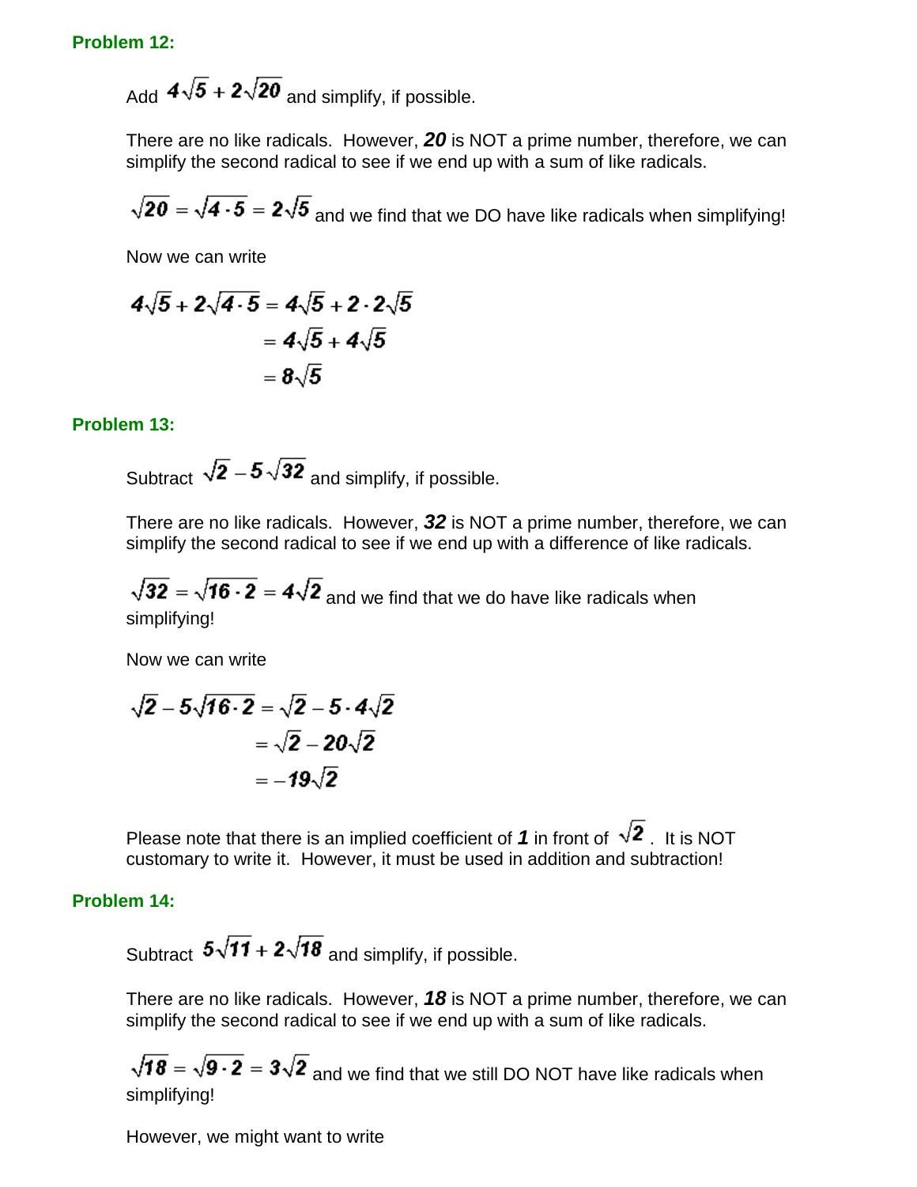### Problem 12:

Add $4\sqrt{5} + 2\sqrt{20}$ and simplify, if possible.

There are no like radicals. However, ***20*** is NOT a prime number, therefore, we can simplify the second radical to see if we end up with a sum of like radicals.

$\sqrt{20} = \sqrt{4 \cdot 5} = 2\sqrt{5}$ and we find that we DO have like radicals when simplifying!

Now we can write

$$\begin{aligned} 4\sqrt{5} + 2\sqrt{4 \cdot 5} &= 4\sqrt{5} + 2 \cdot 2\sqrt{5} \\ &= 4\sqrt{5} + 4\sqrt{5} \\ &= 8\sqrt{5} \end{aligned}$$

### Problem 13:

Subtract $\sqrt{2} - 5\sqrt{32}$ and simplify, if possible.

There are no like radicals. However, ***32*** is NOT a prime number, therefore, we can simplify the second radical to see if we end up with a difference of like radicals.

$\sqrt{32} = \sqrt{16 \cdot 2} = 4\sqrt{2}$ and we find that we do have like radicals when simplifying!

Now we can write

$$\begin{aligned} \sqrt{2} - 5\sqrt{16 \cdot 2} &= \sqrt{2} - 5 \cdot 4\sqrt{2} \\ &= \sqrt{2} - 20\sqrt{2} \\ &= -19\sqrt{2} \end{aligned}$$

Please note that there is an implied coefficient of ***1*** in front of $\sqrt{2}$. It is NOT customary to write it. However, it must be used in addition and subtraction!

### Problem 14:

Subtract $5\sqrt{11} + 2\sqrt{18}$ and simplify, if possible.

There are no like radicals. However, ***18*** is NOT a prime number, therefore, we can simplify the second radical to see if we end up with a sum of like radicals.

$\sqrt{18} = \sqrt{9 \cdot 2} = 3\sqrt{2}$ and we find that we still DO NOT have like radicals when simplifying!

However, we might want to write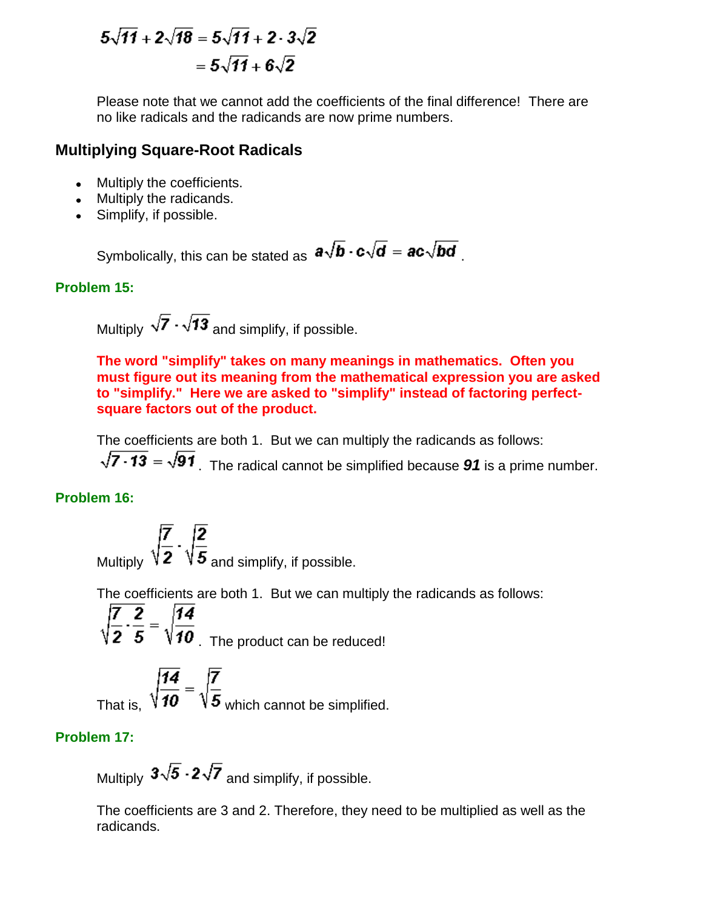$$5\sqrt{11} + 2\sqrt{18} = 5\sqrt{11} + 2 \cdot 3\sqrt{2}$$
$$= 5\sqrt{11} + 6\sqrt{2}$$

Please note that we cannot add the coefficients of the final difference! There are no like radicals and the radicands are now prime numbers.

## Multiplying Square-Root Radicals

- Multiply the coefficients.
- Multiply the radicands.
- Simplify, if possible.

Symbolically, this can be stated as $a\sqrt{b} \cdot c\sqrt{d} = ac\sqrt{bd}$ .

**Problem 15:**

Multiply $\sqrt{7} \cdot \sqrt{13}$ and simplify, if possible.

**The word "simplify" takes on many meanings in mathematics. Often you must figure out its meaning from the mathematical expression you are asked to "simplify." Here we are asked to "simplify" instead of factoring perfect-square factors out of the product.**

The coefficients are both 1. But we can multiply the radicands as follows: $\sqrt{7 \cdot 13} = \sqrt{91}$ . The radical cannot be simplified because ***91*** is a prime number.

**Problem 16:**

Multiply $\sqrt{\dfrac{7}{2}} \cdot \sqrt{\dfrac{2}{5}}$ and simplify, if possible.

The coefficients are both 1. But we can multiply the radicands as follows: $\sqrt{\dfrac{7}{2} \cdot \dfrac{2}{5}} = \sqrt{\dfrac{14}{10}}$ . The product can be reduced!

That is, $\sqrt{\dfrac{14}{10}} = \sqrt{\dfrac{7}{5}}$ which cannot be simplified.

**Problem 17:**

Multiply $3\sqrt{5} \cdot 2\sqrt{7}$ and simplify, if possible.

The coefficients are 3 and 2. Therefore, they need to be multiplied as well as the radicands.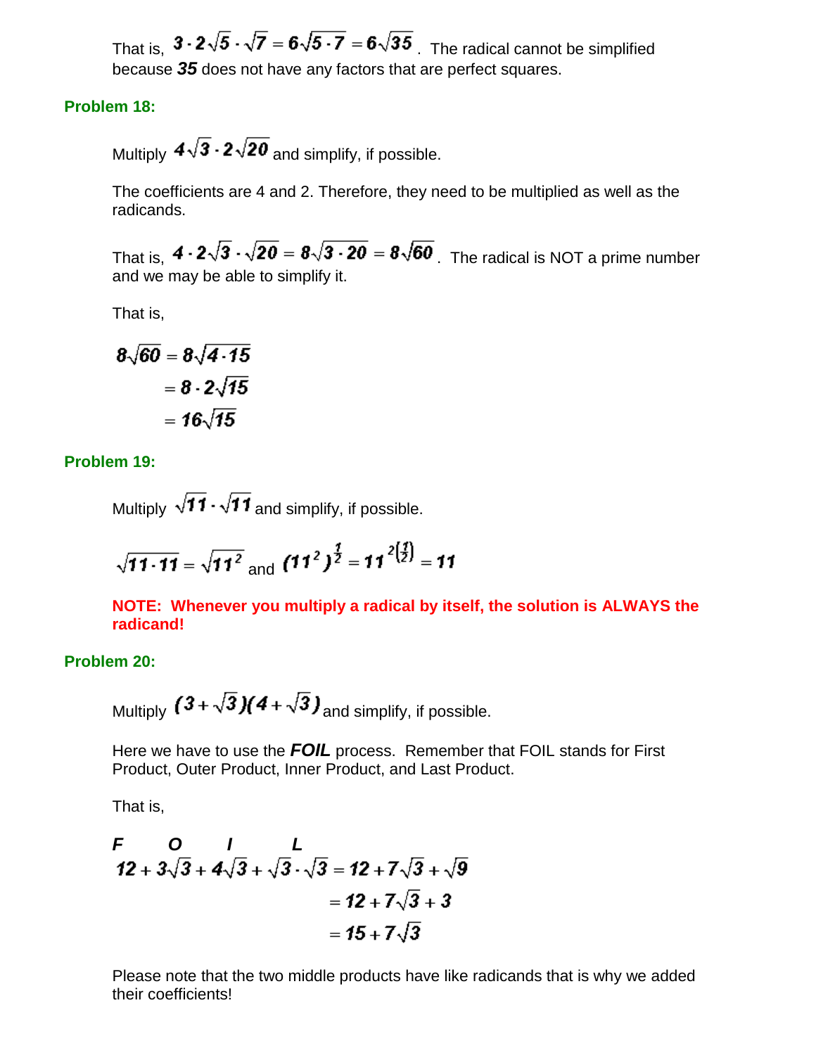That is, $3 \cdot 2\sqrt{5} \cdot \sqrt{7} = 6\sqrt{5 \cdot 7} = 6\sqrt{35}$. The radical cannot be simplified because ***35*** does not have any factors that are perfect squares.

## Problem 18:

Multiply $4\sqrt{3} \cdot 2\sqrt{20}$ and simplify, if possible.

The coefficients are 4 and 2. Therefore, they need to be multiplied as well as the radicands.

That is, $4 \cdot 2\sqrt{3} \cdot \sqrt{20} = 8\sqrt{3 \cdot 20} = 8\sqrt{60}$. The radical is NOT a prime number and we may be able to simplify it.

That is,

$$\begin{aligned} 8\sqrt{60} &= 8\sqrt{4 \cdot 15} \\ &= 8 \cdot 2\sqrt{15} \\ &= 16\sqrt{15} \end{aligned}$$

## Problem 19:

Multiply $\sqrt{11} \cdot \sqrt{11}$ and simplify, if possible.

$\sqrt{11 \cdot 11} = \sqrt{11^2}$ and $(11^2)^{\frac{1}{2}} = 11^{2\left(\frac{1}{2}\right)} = 11$

**NOTE: Whenever you multiply a radical by itself, the solution is ALWAYS the radicand!**

## Problem 20:

Multiply $(3 + \sqrt{3})(4 + \sqrt{3})$ and simplify, if possible.

Here we have to use the ***FOIL*** process. Remember that FOIL stands for First Product, Outer Product, Inner Product, and Last Product.

That is,

$$\begin{aligned} \overset{F}{12} + \overset{O}{3\sqrt{3}} + \overset{I}{4\sqrt{3}} + \overset{L}{\sqrt{3} \cdot \sqrt{3}} &= 12 + 7\sqrt{3} + \sqrt{9} \\ &= 12 + 7\sqrt{3} + 3 \\ &= 15 + 7\sqrt{3} \end{aligned}$$

Please note that the two middle products have like radicands that is why we added their coefficients!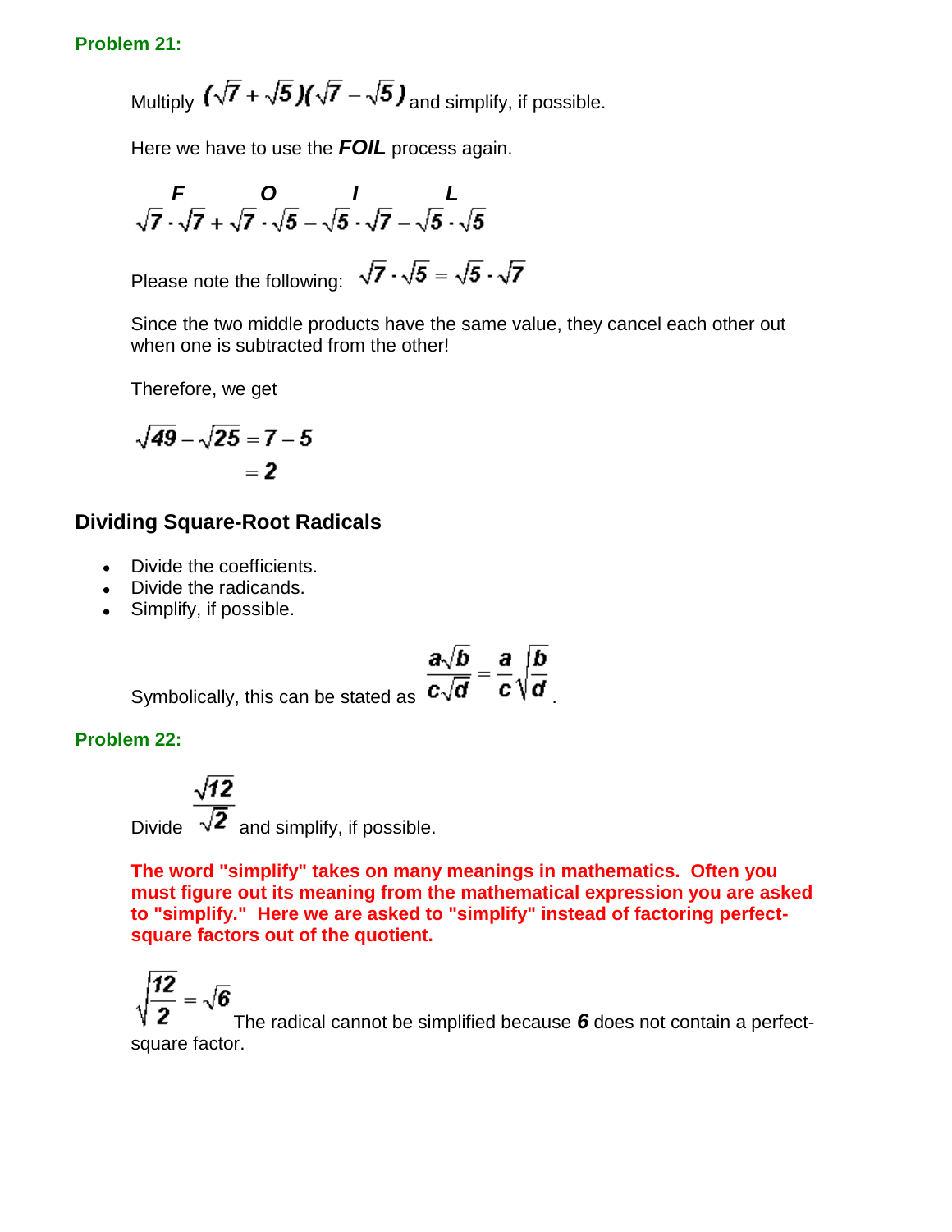**Problem 21:**

Multiply $(\sqrt{7}+\sqrt{5})(\sqrt{7}-\sqrt{5})$ and simplify, if possible.

Here we have to use the ***FOIL*** process again.

$$\overset{F}{\sqrt{7}\cdot\sqrt{7}} + \overset{O}{\sqrt{7}\cdot\sqrt{5}} - \overset{I}{\sqrt{5}\cdot\sqrt{7}} - \overset{L}{\sqrt{5}\cdot\sqrt{5}}$$

Please note the following: $\sqrt{7}\cdot\sqrt{5} = \sqrt{5}\cdot\sqrt{7}$

Since the two middle products have the same value, they cancel each other out when one is subtracted from the other!

Therefore, we get

$$\begin{aligned}\sqrt{49}-\sqrt{25} &= 7-5 \\ &= 2\end{aligned}$$

## Dividing Square-Root Radicals

- Divide the coefficients.
- Divide the radicands.
- Simplify, if possible.

Symbolically, this can be stated as $\dfrac{a\sqrt{b}}{c\sqrt{d}} = \dfrac{a}{c}\sqrt{\dfrac{b}{d}}$.

**Problem 22:**

Divide $\dfrac{\sqrt{12}}{\sqrt{2}}$ and simplify, if possible.

**The word "simplify" takes on many meanings in mathematics. Often you must figure out its meaning from the mathematical expression you are asked to "simplify." Here we are asked to "simplify" instead of factoring perfect-square factors out of the quotient.**

$\sqrt{\dfrac{12}{2}} = \sqrt{6}$ The radical cannot be simplified because ***6*** does not contain a perfect-square factor.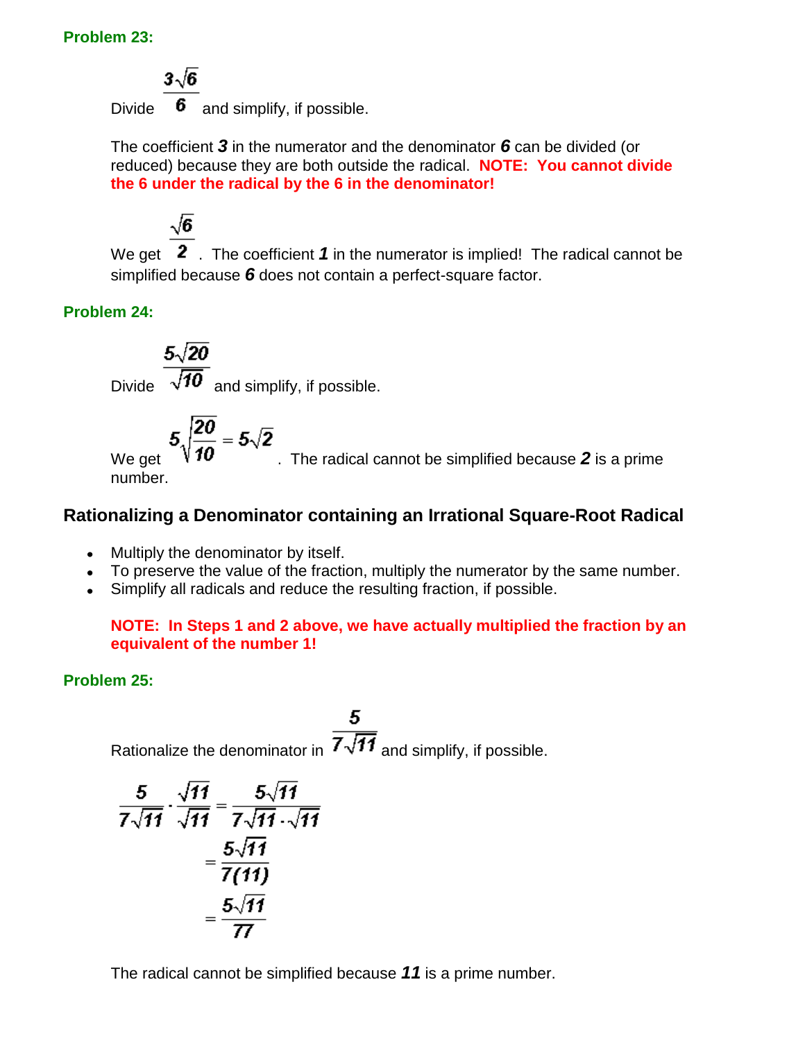**Problem 23:**

Divide $\frac{3\sqrt{6}}{6}$ and simplify, if possible.

The coefficient ***3*** in the numerator and the denominator ***6*** can be divided (or reduced) because they are both outside the radical. **NOTE: You cannot divide the 6 under the radical by the 6 in the denominator!**

We get $\frac{\sqrt{6}}{2}$. The coefficient ***1*** in the numerator is implied! The radical cannot be simplified because ***6*** does not contain a perfect-square factor.

**Problem 24:**

Divide $\frac{5\sqrt{20}}{\sqrt{10}}$ and simplify, if possible.

We get $5\sqrt{\frac{20}{10}} = 5\sqrt{2}$. The radical cannot be simplified because ***2*** is a prime number.

## Rationalizing a Denominator containing an Irrational Square-Root Radical

- Multiply the denominator by itself.
- To preserve the value of the fraction, multiply the numerator by the same number.
- Simplify all radicals and reduce the resulting fraction, if possible.

**NOTE: In Steps 1 and 2 above, we have actually multiplied the fraction by an equivalent of the number 1!**

**Problem 25:**

Rationalize the denominator in $\frac{5}{7\sqrt{11}}$ and simplify, if possible.

$$\frac{5}{7\sqrt{11}} \cdot \frac{\sqrt{11}}{\sqrt{11}} = \frac{5\sqrt{11}}{7\sqrt{11} \cdot \sqrt{11}}$$

$$= \frac{5\sqrt{11}}{7(11)}$$

$$= \frac{5\sqrt{11}}{77}$$

The radical cannot be simplified because ***11*** is a prime number.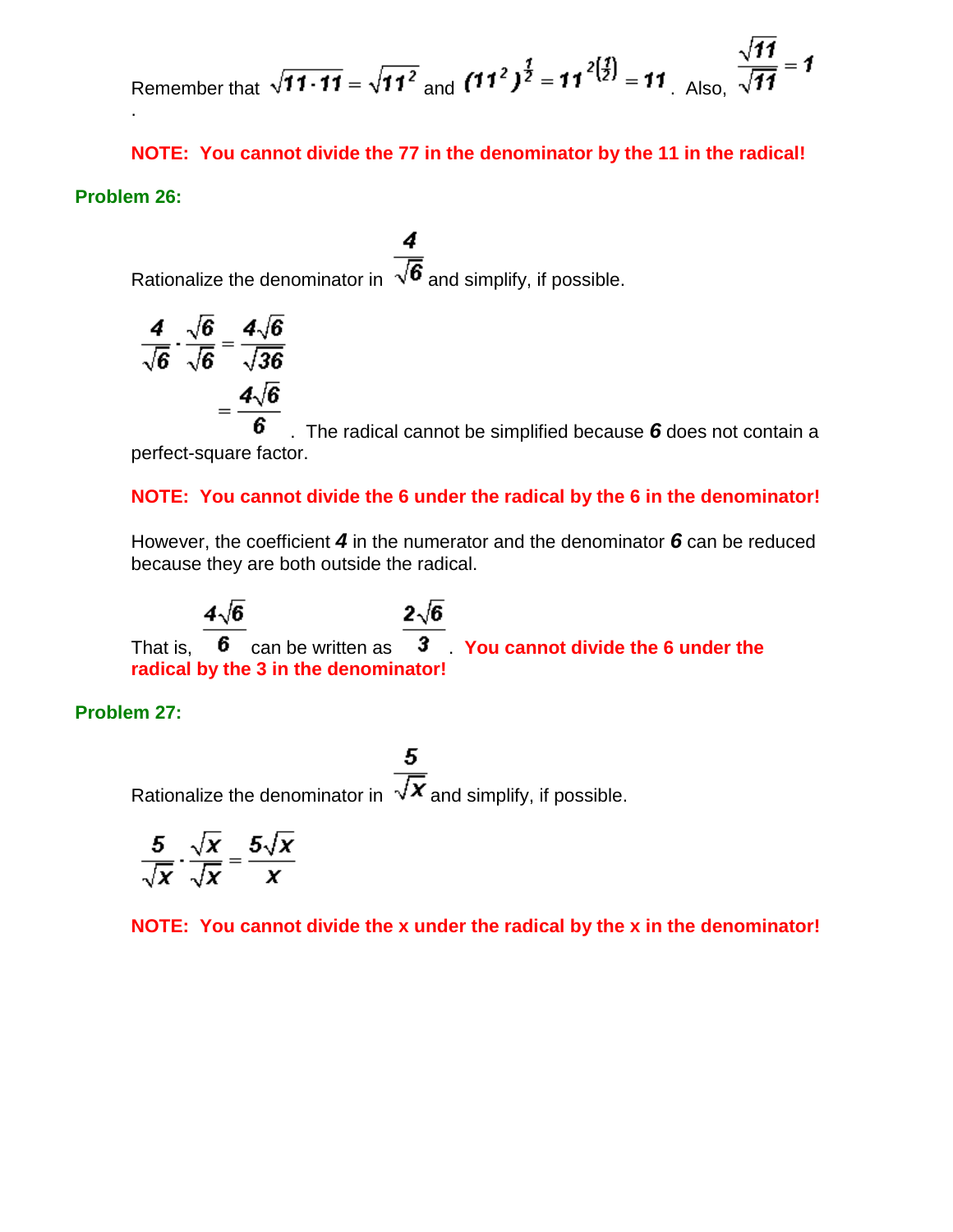Remember that $\sqrt{11 \cdot 11} = \sqrt{11^2}$ and $(11^2)^{\frac{1}{2}} = 11^{2\left(\frac{1}{2}\right)} = 11$. Also, $\frac{\sqrt{11}}{\sqrt{11}} = 1$.

**NOTE: You cannot divide the 77 in the denominator by the 11 in the radical!**

### Problem 26:

Rationalize the denominator in $\frac{4}{\sqrt{6}}$ and simplify, if possible.

$$\frac{4}{\sqrt{6}} \cdot \frac{\sqrt{6}}{\sqrt{6}} = \frac{4\sqrt{6}}{\sqrt{36}}$$

$$= \frac{4\sqrt{6}}{6}$$

. The radical cannot be simplified because ***6*** does not contain a perfect-square factor.

**NOTE: You cannot divide the 6 under the radical by the 6 in the denominator!**

However, the coefficient ***4*** in the numerator and the denominator ***6*** can be reduced because they are both outside the radical.

That is, $\frac{4\sqrt{6}}{6}$ can be written as $\frac{2\sqrt{6}}{3}$. **You cannot divide the 6 under the radical by the 3 in the denominator!**

### Problem 27:

Rationalize the denominator in $\frac{5}{\sqrt{x}}$ and simplify, if possible.

$$\frac{5}{\sqrt{x}} \cdot \frac{\sqrt{x}}{\sqrt{x}} = \frac{5\sqrt{x}}{x}$$

**NOTE: You cannot divide the x under the radical by the x in the denominator!**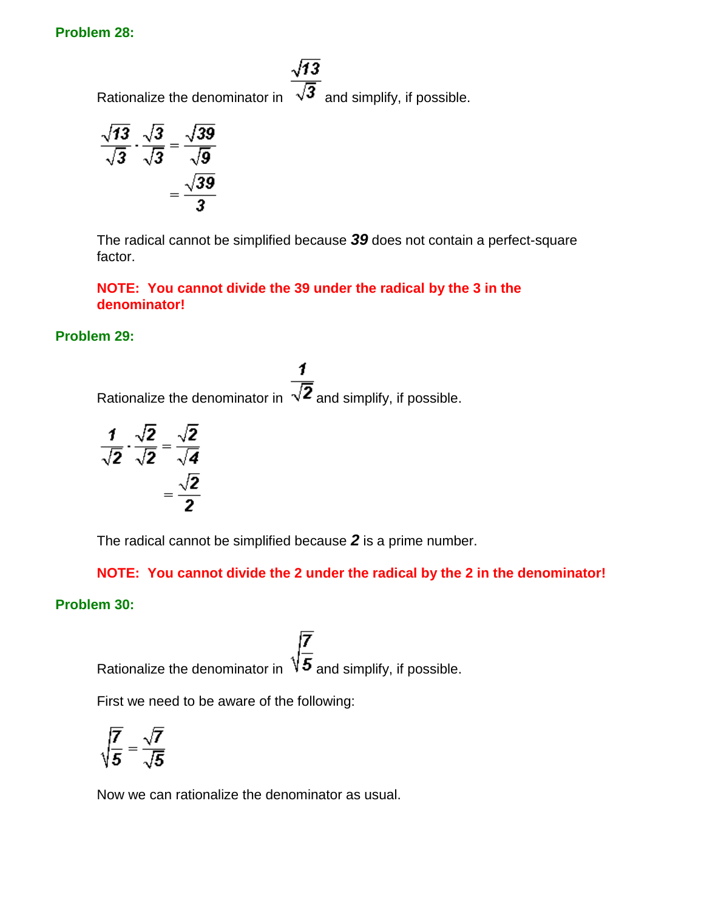### Problem 28:

Rationalize the denominator in $\dfrac{\sqrt{13}}{\sqrt{3}}$ and simplify, if possible.

$$\frac{\sqrt{13}}{\sqrt{3}} \cdot \frac{\sqrt{3}}{\sqrt{3}} = \frac{\sqrt{39}}{\sqrt{9}}$$

$$= \frac{\sqrt{39}}{3}$$

The radical cannot be simplified because ***39*** does not contain a perfect-square factor.

**NOTE: You cannot divide the 39 under the radical by the 3 in the denominator!**

### Problem 29:

Rationalize the denominator in $\dfrac{1}{\sqrt{2}}$ and simplify, if possible.

$$\frac{1}{\sqrt{2}} \cdot \frac{\sqrt{2}}{\sqrt{2}} = \frac{\sqrt{2}}{\sqrt{4}}$$

$$= \frac{\sqrt{2}}{2}$$

The radical cannot be simplified because ***2*** is a prime number.

**NOTE: You cannot divide the 2 under the radical by the 2 in the denominator!**

### Problem 30:

Rationalize the denominator in $\sqrt{\dfrac{7}{5}}$ and simplify, if possible.

First we need to be aware of the following:

$$\sqrt{\frac{7}{5}} = \frac{\sqrt{7}}{\sqrt{5}}$$

Now we can rationalize the denominator as usual.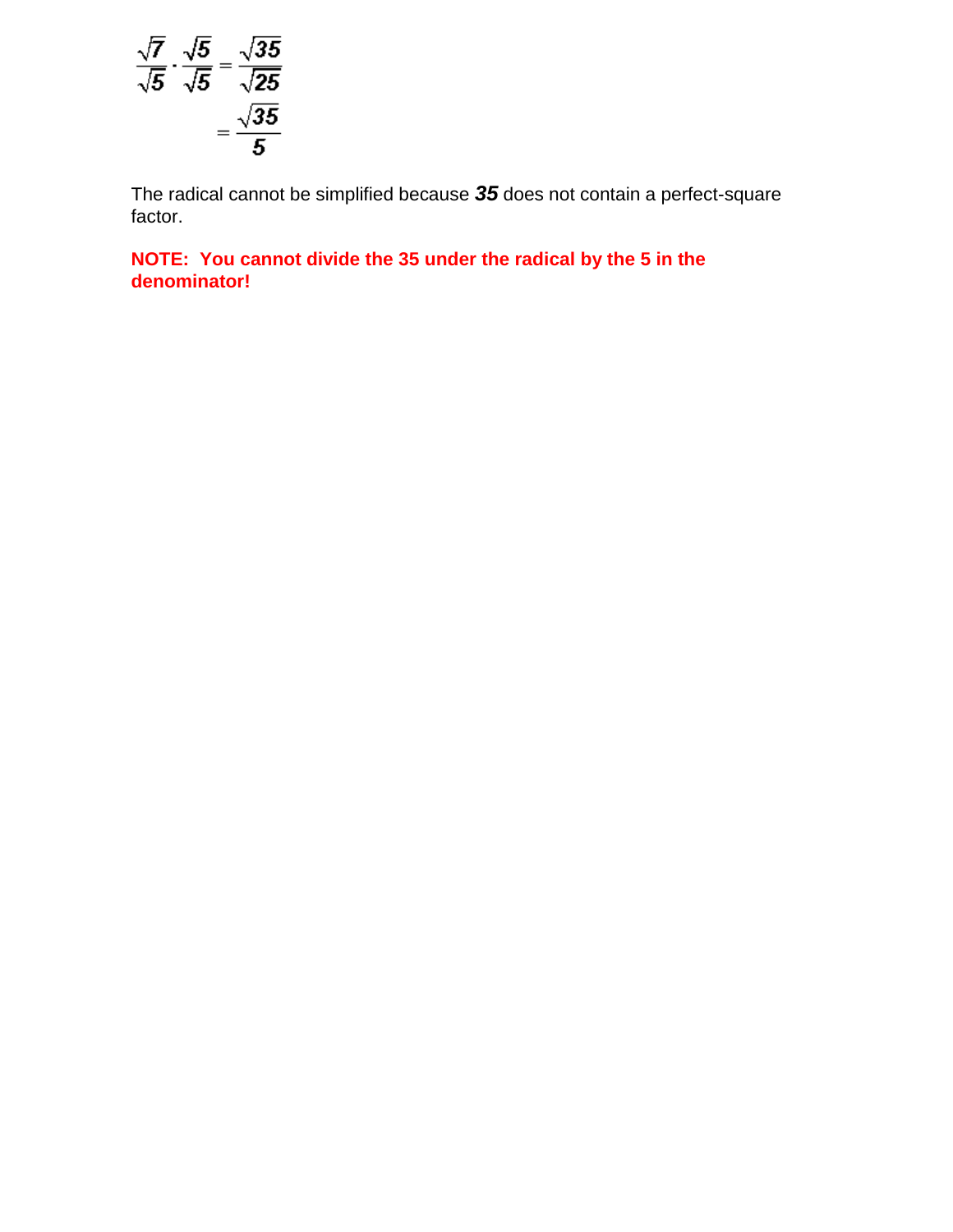$$\frac{\sqrt{7}}{\sqrt{5}} \cdot \frac{\sqrt{5}}{\sqrt{5}} = \frac{\sqrt{35}}{\sqrt{25}}$$

$$= \frac{\sqrt{35}}{5}$$

The radical cannot be simplified because ***35*** does not contain a perfect-square factor.

**NOTE: You cannot divide the 35 under the radical by the 5 in the denominator!**